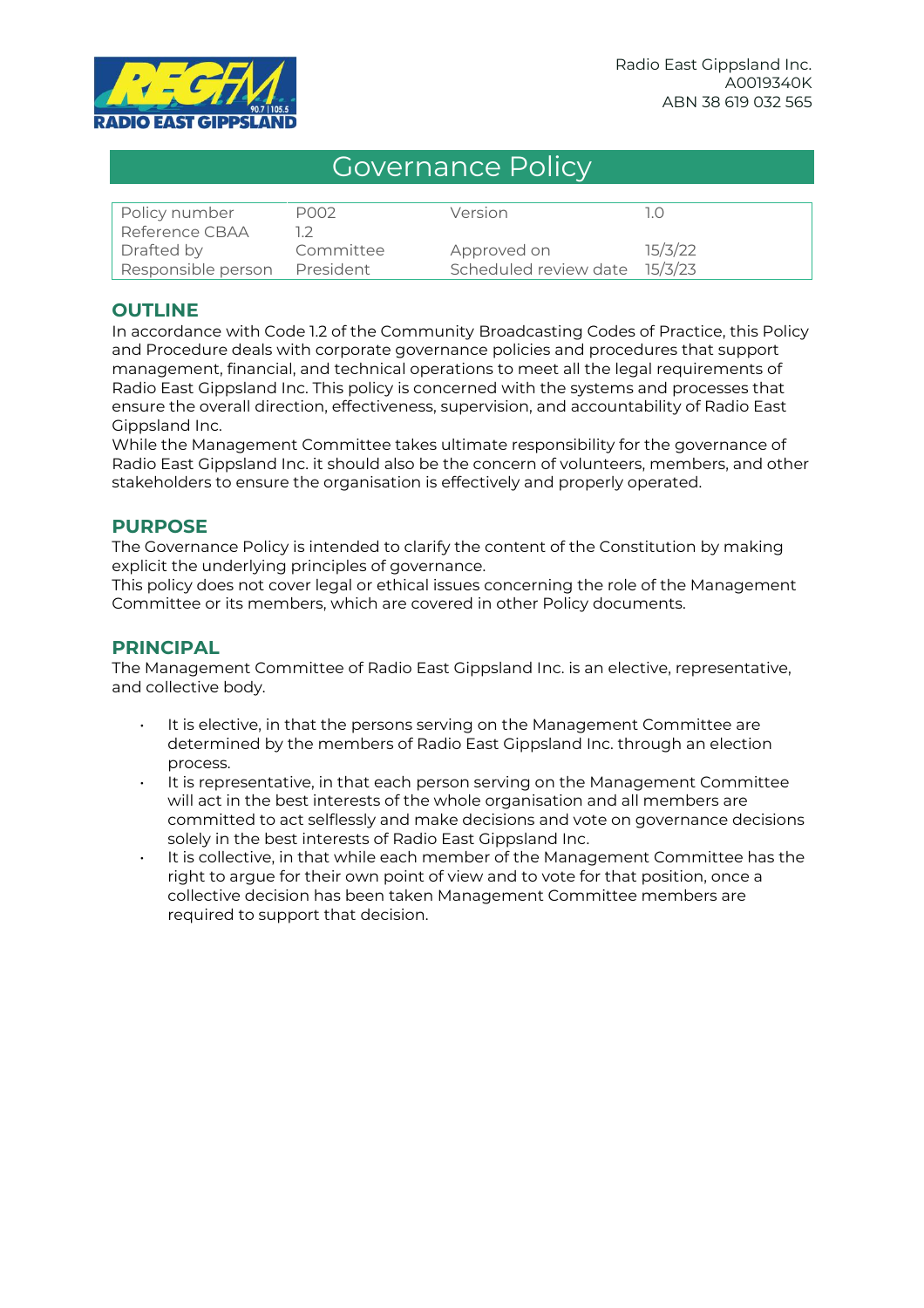Radio East Gippsland Inc.
A0019340K
ABN 38 619 032 565

# Governance Policy

| Policy number | P002 | Version | 1.0 |
|---|---|---|---|
| Reference CBAA | 1.2 | | |
| Drafted by | Committee | Approved on | 15/3/22 |
| Responsible person | President | Scheduled review date | 15/3/23 |

## OUTLINE

In accordance with Code 1.2 of the Community Broadcasting Codes of Practice, this Policy and Procedure deals with corporate governance policies and procedures that support management, financial, and technical operations to meet all the legal requirements of Radio East Gippsland Inc. This policy is concerned with the systems and processes that ensure the overall direction, effectiveness, supervision, and accountability of Radio East Gippsland Inc.

While the Management Committee takes ultimate responsibility for the governance of Radio East Gippsland Inc. it should also be the concern of volunteers, members, and other stakeholders to ensure the organisation is effectively and properly operated.

## PURPOSE

The Governance Policy is intended to clarify the content of the Constitution by making explicit the underlying principles of governance.

This policy does not cover legal or ethical issues concerning the role of the Management Committee or its members, which are covered in other Policy documents.

## PRINCIPAL

The Management Committee of Radio East Gippsland Inc. is an elective, representative, and collective body.

- It is elective, in that the persons serving on the Management Committee are determined by the members of Radio East Gippsland Inc. through an election process.
- It is representative, in that each person serving on the Management Committee will act in the best interests of the whole organisation and all members are committed to act selflessly and make decisions and vote on governance decisions solely in the best interests of Radio East Gippsland Inc.
- It is collective, in that while each member of the Management Committee has the right to argue for their own point of view and to vote for that position, once a collective decision has been taken Management Committee members are required to support that decision.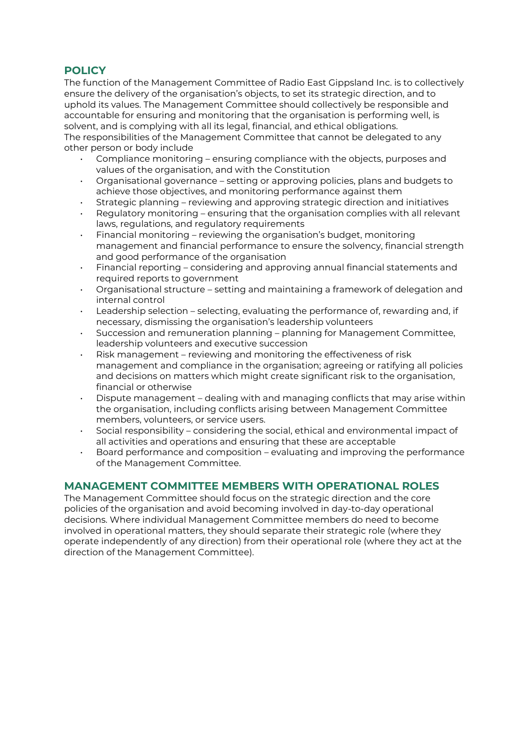## POLICY

The function of the Management Committee of Radio East Gippsland Inc. is to collectively ensure the delivery of the organisation's objects, to set its strategic direction, and to uphold its values. The Management Committee should collectively be responsible and accountable for ensuring and monitoring that the organisation is performing well, is solvent, and is complying with all its legal, financial, and ethical obligations.
The responsibilities of the Management Committee that cannot be delegated to any other person or body include

- Compliance monitoring – ensuring compliance with the objects, purposes and values of the organisation, and with the Constitution
- Organisational governance – setting or approving policies, plans and budgets to achieve those objectives, and monitoring performance against them
- Strategic planning – reviewing and approving strategic direction and initiatives
- Regulatory monitoring – ensuring that the organisation complies with all relevant laws, regulations, and regulatory requirements
- Financial monitoring – reviewing the organisation's budget, monitoring management and financial performance to ensure the solvency, financial strength and good performance of the organisation
- Financial reporting – considering and approving annual financial statements and required reports to government
- Organisational structure – setting and maintaining a framework of delegation and internal control
- Leadership selection – selecting, evaluating the performance of, rewarding and, if necessary, dismissing the organisation's leadership volunteers
- Succession and remuneration planning – planning for Management Committee, leadership volunteers and executive succession
- Risk management – reviewing and monitoring the effectiveness of risk management and compliance in the organisation; agreeing or ratifying all policies and decisions on matters which might create significant risk to the organisation, financial or otherwise
- Dispute management – dealing with and managing conflicts that may arise within the organisation, including conflicts arising between Management Committee members, volunteers, or service users.
- Social responsibility – considering the social, ethical and environmental impact of all activities and operations and ensuring that these are acceptable
- Board performance and composition – evaluating and improving the performance of the Management Committee.

## MANAGEMENT COMMITTEE MEMBERS WITH OPERATIONAL ROLES

The Management Committee should focus on the strategic direction and the core policies of the organisation and avoid becoming involved in day-to-day operational decisions. Where individual Management Committee members do need to become involved in operational matters, they should separate their strategic role (where they operate independently of any direction) from their operational role (where they act at the direction of the Management Committee).